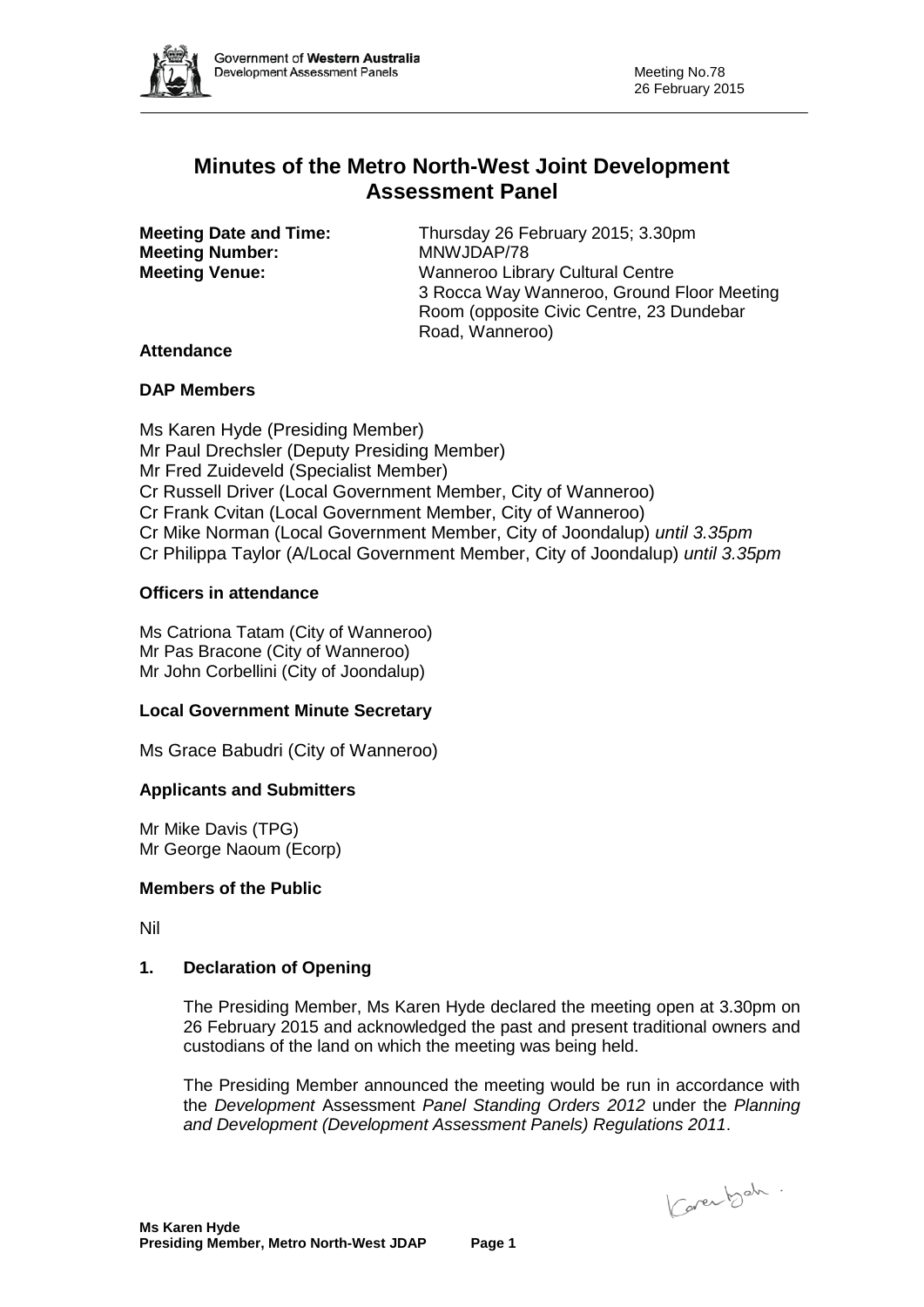# Minutes of the Metro North-West Joint Development Assessment Panel

**Meeting Date and Time:** Thursday 26 February 2015; 3.30pm
**Meeting Number:** MNWJDAP/78
**Meeting Venue:** Wanneroo Library Cultural Centre
3 Rocca Way Wanneroo, Ground Floor Meeting Room (opposite Civic Centre, 23 Dundebar Road, Wanneroo)

**Attendance**

**DAP Members**

Ms Karen Hyde (Presiding Member)
Mr Paul Drechsler (Deputy Presiding Member)
Mr Fred Zuideveld (Specialist Member)
Cr Russell Driver (Local Government Member, City of Wanneroo)
Cr Frank Cvitan (Local Government Member, City of Wanneroo)
Cr Mike Norman (Local Government Member, City of Joondalup) *until 3.35pm*
Cr Philippa Taylor (A/Local Government Member, City of Joondalup) *until 3.35pm*

**Officers in attendance**

Ms Catriona Tatam (City of Wanneroo)
Mr Pas Bracone (City of Wanneroo)
Mr John Corbellini (City of Joondalup)

**Local Government Minute Secretary**

Ms Grace Babudri (City of Wanneroo)

**Applicants and Submitters**

Mr Mike Davis (TPG)
Mr George Naoum (Ecorp)

**Members of the Public**

Nil

## 1. Declaration of Opening

The Presiding Member, Ms Karen Hyde declared the meeting open at 3.30pm on 26 February 2015 and acknowledged the past and present traditional owners and custodians of the land on which the meeting was being held.

The Presiding Member announced the meeting would be run in accordance with the *Development* Assessment *Panel Standing Orders 2012* under the *Planning and Development (Development Assessment Panels) Regulations 2011*.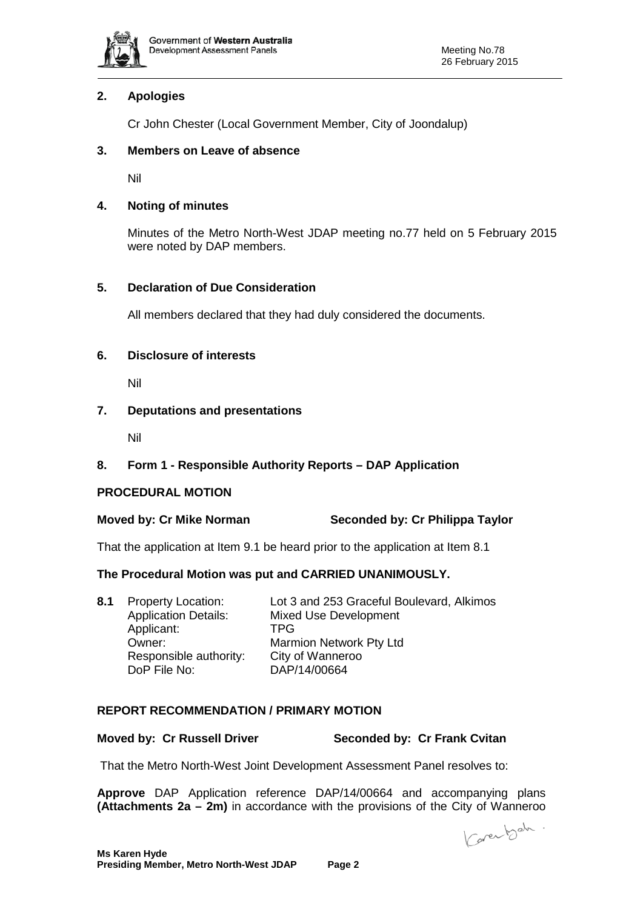## 2. Apologies

Cr John Chester (Local Government Member, City of Joondalup)

## 3. Members on Leave of absence

Nil

## 4. Noting of minutes

Minutes of the Metro North-West JDAP meeting no.77 held on 5 February 2015 were noted by DAP members.

## 5. Declaration of Due Consideration

All members declared that they had duly considered the documents.

## 6. Disclosure of interests

Nil

## 7. Deputations and presentations

Nil

## 8. Form 1 - Responsible Authority Reports – DAP Application

### PROCEDURAL MOTION

**Moved by: Cr Mike Norman** **Seconded by: Cr Philippa Taylor**

That the application at Item 9.1 be heard prior to the application at Item 8.1

**The Procedural Motion was put and CARRIED UNANIMOUSLY.**

**8.1** Property Location: Lot 3 and 253 Graceful Boulevard, Alkimos
Application Details: Mixed Use Development
Applicant: TPG
Owner: Marmion Network Pty Ltd
Responsible authority: City of Wanneroo
DoP File No: DAP/14/00664

### REPORT RECOMMENDATION / PRIMARY MOTION

**Moved by: Cr Russell Driver** **Seconded by: Cr Frank Cvitan**

That the Metro North-West Joint Development Assessment Panel resolves to:

**Approve** DAP Application reference DAP/14/00664 and accompanying plans **(Attachments 2a – 2m)** in accordance with the provisions of the City of Wanneroo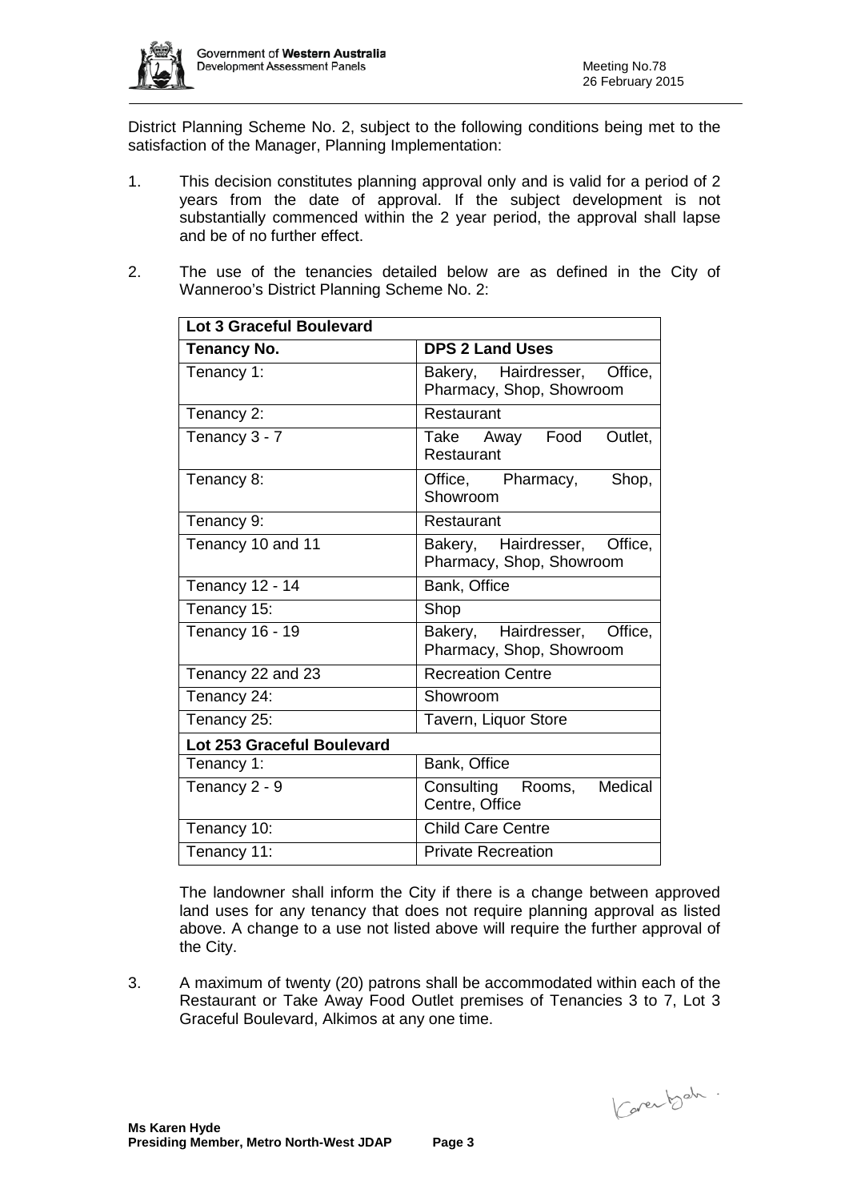District Planning Scheme No. 2, subject to the following conditions being met to the satisfaction of the Manager, Planning Implementation:

1. This decision constitutes planning approval only and is valid for a period of 2 years from the date of approval. If the subject development is not substantially commenced within the 2 year period, the approval shall lapse and be of no further effect.

2. The use of the tenancies detailed below are as defined in the City of Wanneroo's District Planning Scheme No. 2:

| **Lot 3 Graceful Boulevard** | |
|---|---|
| **Tenancy No.** | **DPS 2 Land Uses** |
| Tenancy 1: | Bakery, Hairdresser, Office, Pharmacy, Shop, Showroom |
| Tenancy 2: | Restaurant |
| Tenancy 3 - 7 | Take Away Food Outlet, Restaurant |
| Tenancy 8: | Office, Pharmacy, Shop, Showroom |
| Tenancy 9: | Restaurant |
| Tenancy 10 and 11 | Bakery, Hairdresser, Office, Pharmacy, Shop, Showroom |
| Tenancy 12 - 14 | Bank, Office |
| Tenancy 15: | Shop |
| Tenancy 16 - 19 | Bakery, Hairdresser, Office, Pharmacy, Shop, Showroom |
| Tenancy 22 and 23 | Recreation Centre |
| Tenancy 24: | Showroom |
| Tenancy 25: | Tavern, Liquor Store |
| **Lot 253 Graceful Boulevard** | |
| Tenancy 1: | Bank, Office |
| Tenancy 2 - 9 | Consulting Rooms, Medical Centre, Office |
| Tenancy 10: | Child Care Centre |
| Tenancy 11: | Private Recreation |

   The landowner shall inform the City if there is a change between approved land uses for any tenancy that does not require planning approval as listed above. A change to a use not listed above will require the further approval of the City.

3. A maximum of twenty (20) patrons shall be accommodated within each of the Restaurant or Take Away Food Outlet premises of Tenancies 3 to 7, Lot 3 Graceful Boulevard, Alkimos at any one time.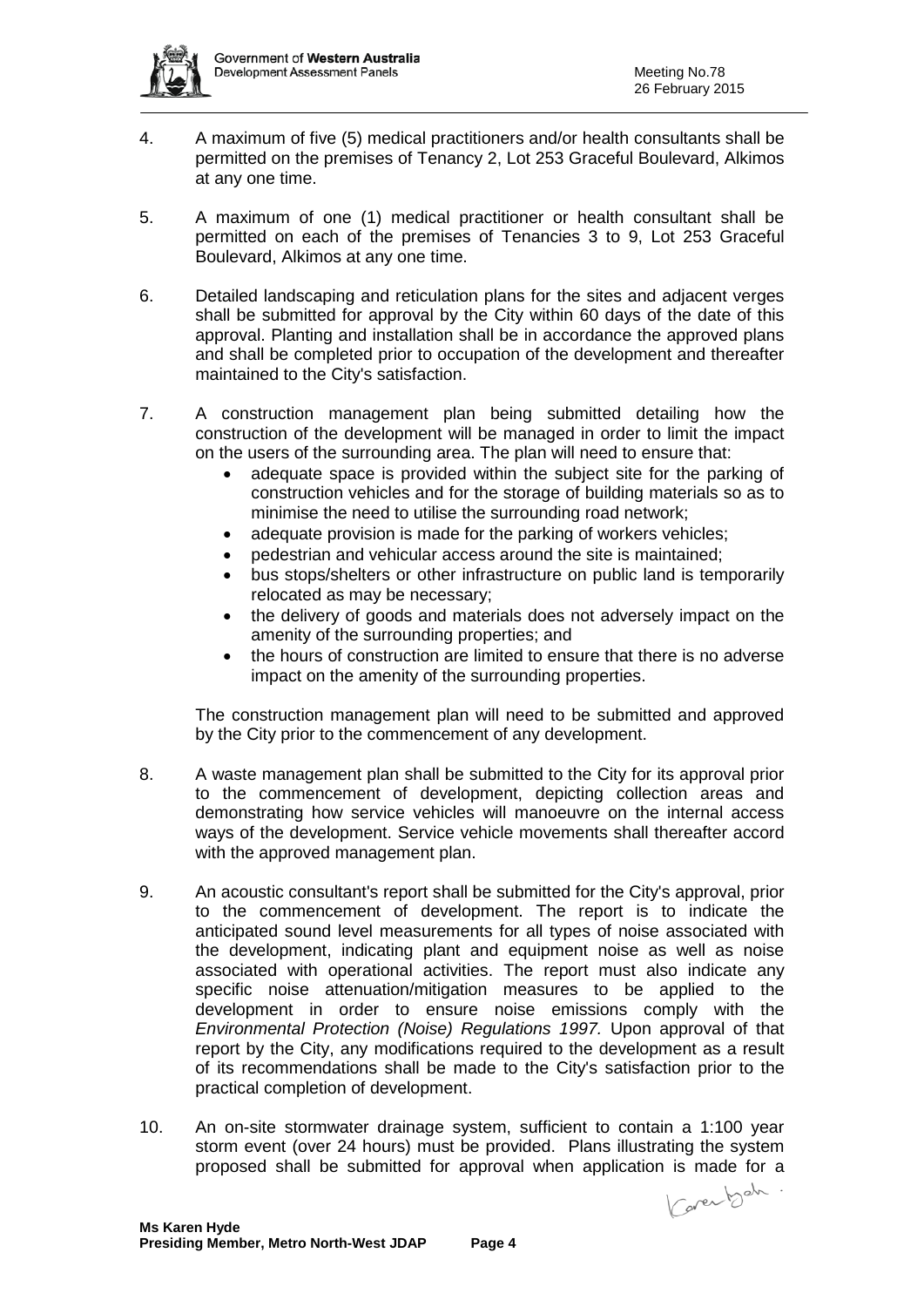4. A maximum of five (5) medical practitioners and/or health consultants shall be permitted on the premises of Tenancy 2, Lot 253 Graceful Boulevard, Alkimos at any one time.

5. A maximum of one (1) medical practitioner or health consultant shall be permitted on each of the premises of Tenancies 3 to 9, Lot 253 Graceful Boulevard, Alkimos at any one time.

6. Detailed landscaping and reticulation plans for the sites and adjacent verges shall be submitted for approval by the City within 60 days of the date of this approval. Planting and installation shall be in accordance the approved plans and shall be completed prior to occupation of the development and thereafter maintained to the City's satisfaction.

7. A construction management plan being submitted detailing how the construction of the development will be managed in order to limit the impact on the users of the surrounding area. The plan will need to ensure that:
   - adequate space is provided within the subject site for the parking of construction vehicles and for the storage of building materials so as to minimise the need to utilise the surrounding road network;
   - adequate provision is made for the parking of workers vehicles;
   - pedestrian and vehicular access around the site is maintained;
   - bus stops/shelters or other infrastructure on public land is temporarily relocated as may be necessary;
   - the delivery of goods and materials does not adversely impact on the amenity of the surrounding properties; and
   - the hours of construction are limited to ensure that there is no adverse impact on the amenity of the surrounding properties.

   The construction management plan will need to be submitted and approved by the City prior to the commencement of any development.

8. A waste management plan shall be submitted to the City for its approval prior to the commencement of development, depicting collection areas and demonstrating how service vehicles will manoeuvre on the internal access ways of the development. Service vehicle movements shall thereafter accord with the approved management plan.

9. An acoustic consultant's report shall be submitted for the City's approval, prior to the commencement of development. The report is to indicate the anticipated sound level measurements for all types of noise associated with the development, indicating plant and equipment noise as well as noise associated with operational activities. The report must also indicate any specific noise attenuation/mitigation measures to be applied to the development in order to ensure noise emissions comply with the *Environmental Protection (Noise) Regulations 1997.* Upon approval of that report by the City, any modifications required to the development as a result of its recommendations shall be made to the City's satisfaction prior to the practical completion of development.

10. An on-site stormwater drainage system, sufficient to contain a 1:100 year storm event (over 24 hours) must be provided. Plans illustrating the system proposed shall be submitted for approval when application is made for a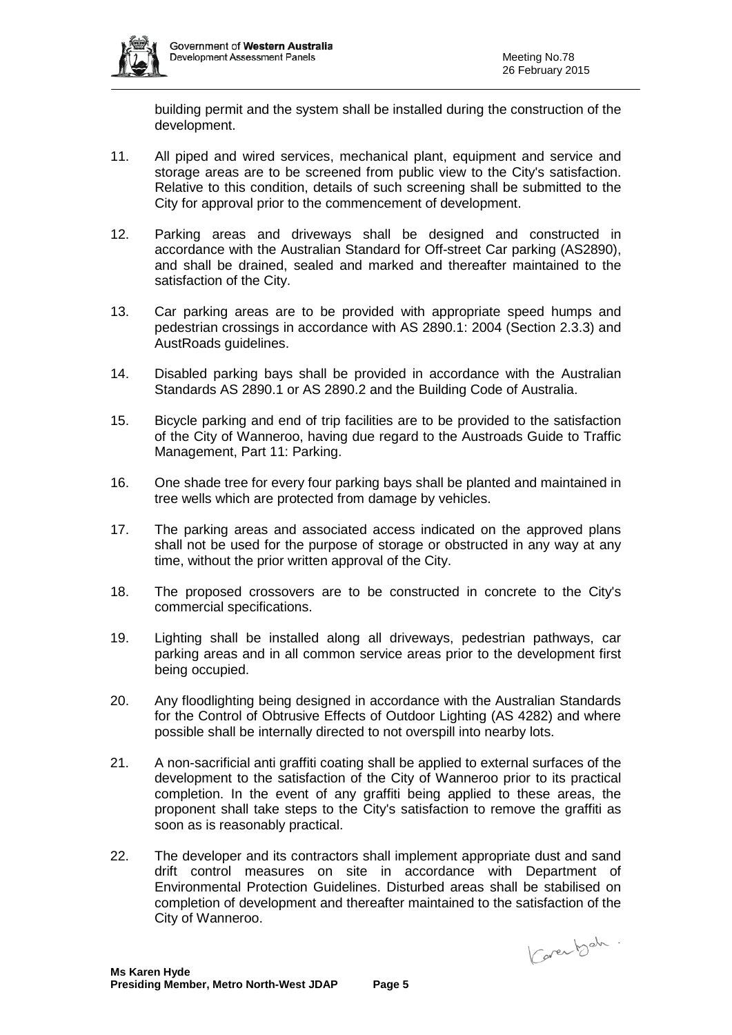building permit and the system shall be installed during the construction of the development.

11. All piped and wired services, mechanical plant, equipment and service and storage areas are to be screened from public view to the City's satisfaction. Relative to this condition, details of such screening shall be submitted to the City for approval prior to the commencement of development.

12. Parking areas and driveways shall be designed and constructed in accordance with the Australian Standard for Off-street Car parking (AS2890), and shall be drained, sealed and marked and thereafter maintained to the satisfaction of the City.

13. Car parking areas are to be provided with appropriate speed humps and pedestrian crossings in accordance with AS 2890.1: 2004 (Section 2.3.3) and AustRoads guidelines.

14. Disabled parking bays shall be provided in accordance with the Australian Standards AS 2890.1 or AS 2890.2 and the Building Code of Australia.

15. Bicycle parking and end of trip facilities are to be provided to the satisfaction of the City of Wanneroo, having due regard to the Austroads Guide to Traffic Management, Part 11: Parking.

16. One shade tree for every four parking bays shall be planted and maintained in tree wells which are protected from damage by vehicles.

17. The parking areas and associated access indicated on the approved plans shall not be used for the purpose of storage or obstructed in any way at any time, without the prior written approval of the City.

18. The proposed crossovers are to be constructed in concrete to the City's commercial specifications.

19. Lighting shall be installed along all driveways, pedestrian pathways, car parking areas and in all common service areas prior to the development first being occupied.

20. Any floodlighting being designed in accordance with the Australian Standards for the Control of Obtrusive Effects of Outdoor Lighting (AS 4282) and where possible shall be internally directed to not overspill into nearby lots.

21. A non-sacrificial anti graffiti coating shall be applied to external surfaces of the development to the satisfaction of the City of Wanneroo prior to its practical completion. In the event of any graffiti being applied to these areas, the proponent shall take steps to the City's satisfaction to remove the graffiti as soon as is reasonably practical.

22. The developer and its contractors shall implement appropriate dust and sand drift control measures on site in accordance with Department of Environmental Protection Guidelines. Disturbed areas shall be stabilised on completion of development and thereafter maintained to the satisfaction of the City of Wanneroo.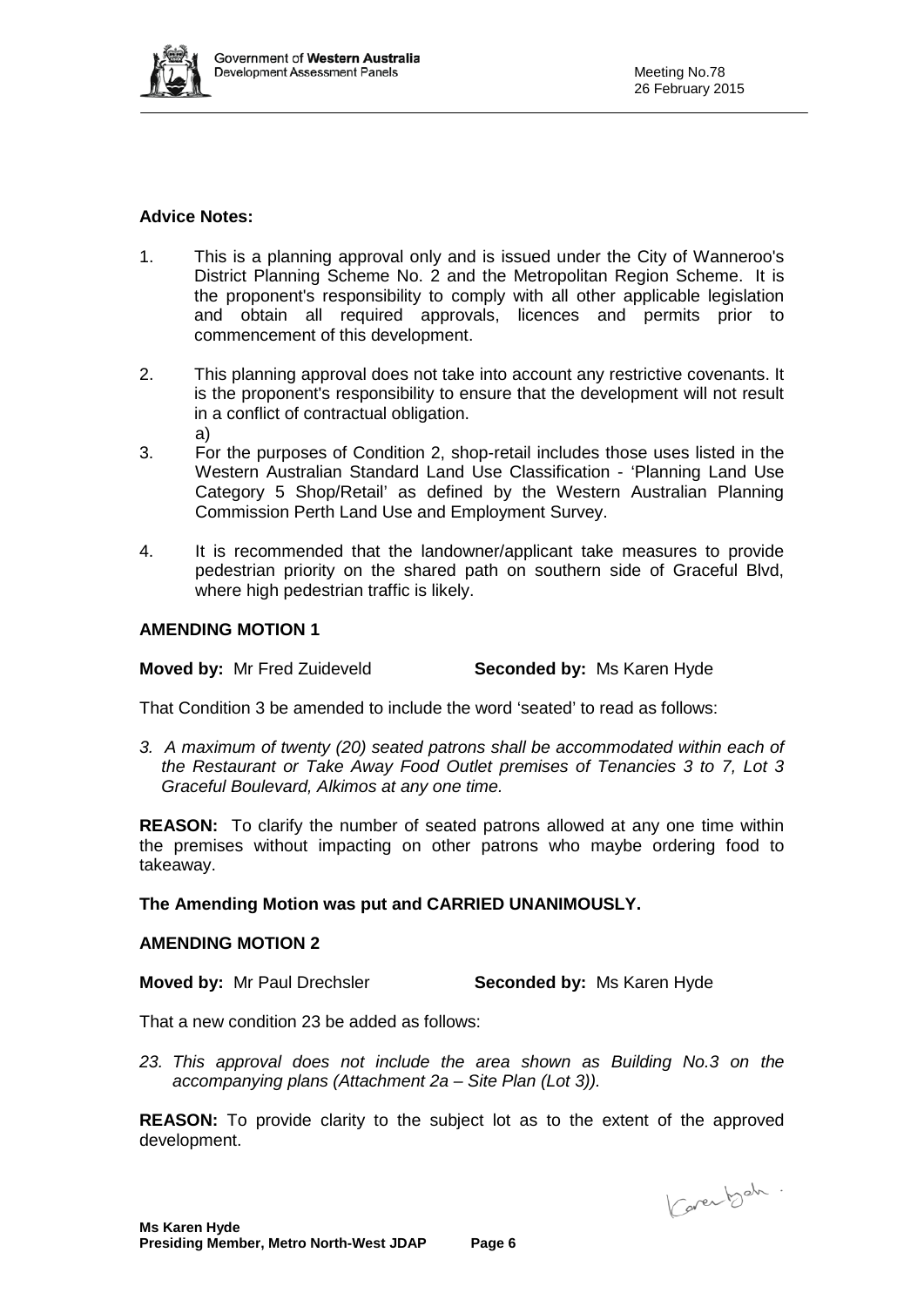**Advice Notes:**

1. This is a planning approval only and is issued under the City of Wanneroo's District Planning Scheme No. 2 and the Metropolitan Region Scheme. It is the proponent's responsibility to comply with all other applicable legislation and obtain all required approvals, licences and permits prior to commencement of this development.

2. This planning approval does not take into account any restrictive covenants. It is the proponent's responsibility to ensure that the development will not result in a conflict of contractual obligation.
   a)

3. For the purposes of Condition 2, shop-retail includes those uses listed in the Western Australian Standard Land Use Classification - 'Planning Land Use Category 5 Shop/Retail' as defined by the Western Australian Planning Commission Perth Land Use and Employment Survey.

4. It is recommended that the landowner/applicant take measures to provide pedestrian priority on the shared path on southern side of Graceful Blvd, where high pedestrian traffic is likely.

**AMENDING MOTION 1**

**Moved by:** Mr Fred Zuideveld **Seconded by:** Ms Karen Hyde

That Condition 3 be amended to include the word 'seated' to read as follows:

*3. A maximum of twenty (20) seated patrons shall be accommodated within each of the Restaurant or Take Away Food Outlet premises of Tenancies 3 to 7, Lot 3 Graceful Boulevard, Alkimos at any one time.*

**REASON:** To clarify the number of seated patrons allowed at any one time within the premises without impacting on other patrons who maybe ordering food to takeaway.

**The Amending Motion was put and CARRIED UNANIMOUSLY.**

**AMENDING MOTION 2**

**Moved by:** Mr Paul Drechsler **Seconded by:** Ms Karen Hyde

That a new condition 23 be added as follows:

*23. This approval does not include the area shown as Building No.3 on the accompanying plans (Attachment 2a – Site Plan (Lot 3)).*

**REASON:** To provide clarity to the subject lot as to the extent of the approved development.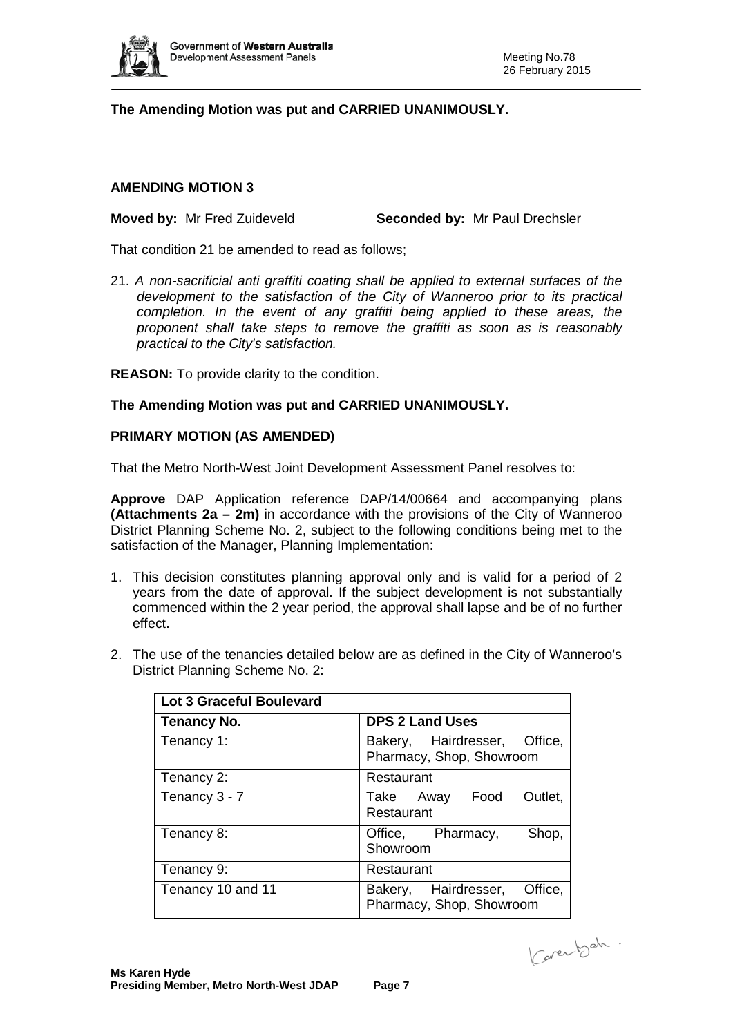**The Amending Motion was put and CARRIED UNANIMOUSLY.**

**AMENDING MOTION 3**

**Moved by:** Mr Fred Zuideveld **Seconded by:** Mr Paul Drechsler

That condition 21 be amended to read as follows;

21. *A non-sacrificial anti graffiti coating shall be applied to external surfaces of the development to the satisfaction of the City of Wanneroo prior to its practical completion. In the event of any graffiti being applied to these areas, the proponent shall take steps to remove the graffiti as soon as is reasonably practical to the City's satisfaction.*

**REASON:** To provide clarity to the condition.

**The Amending Motion was put and CARRIED UNANIMOUSLY.**

**PRIMARY MOTION (AS AMENDED)**

That the Metro North-West Joint Development Assessment Panel resolves to:

**Approve** DAP Application reference DAP/14/00664 and accompanying plans **(Attachments 2a – 2m)** in accordance with the provisions of the City of Wanneroo District Planning Scheme No. 2, subject to the following conditions being met to the satisfaction of the Manager, Planning Implementation:

1. This decision constitutes planning approval only and is valid for a period of 2 years from the date of approval. If the subject development is not substantially commenced within the 2 year period, the approval shall lapse and be of no further effect.

2. The use of the tenancies detailed below are as defined in the City of Wanneroo's District Planning Scheme No. 2:

| **Lot 3 Graceful Boulevard** | |
|---|---|
| **Tenancy No.** | **DPS 2 Land Uses** |
| Tenancy 1: | Bakery, Hairdresser, Office, Pharmacy, Shop, Showroom |
| Tenancy 2: | Restaurant |
| Tenancy 3 - 7 | Take Away Food Outlet, Restaurant |
| Tenancy 8: | Office, Pharmacy, Shop, Showroom |
| Tenancy 9: | Restaurant |
| Tenancy 10 and 11 | Bakery, Hairdresser, Office, Pharmacy, Shop, Showroom |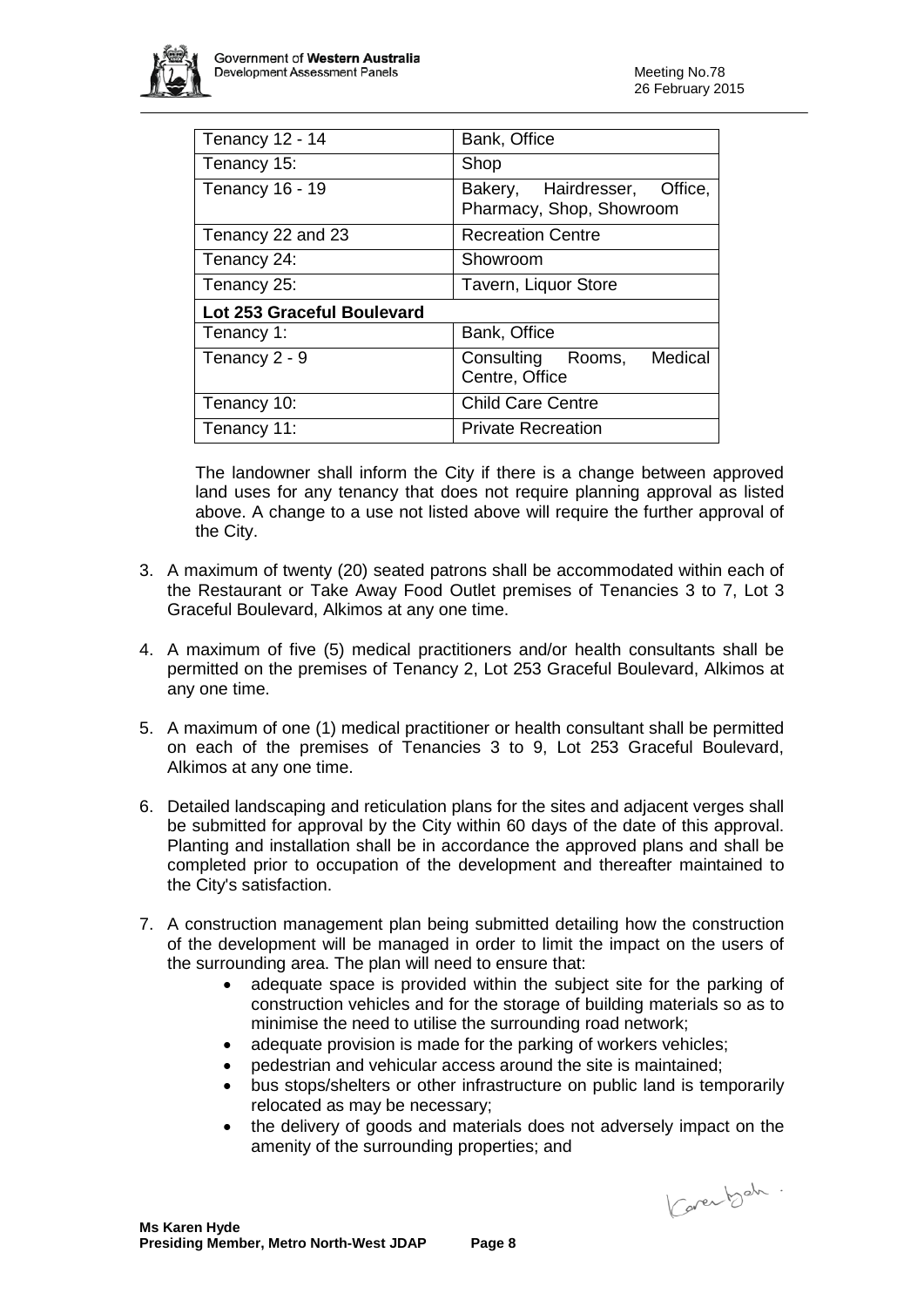| | |
|---|---|
| Tenancy 12 - 14 | Bank, Office |
| Tenancy 15: | Shop |
| Tenancy 16 - 19 | Bakery, Hairdresser, Office, Pharmacy, Shop, Showroom |
| Tenancy 22 and 23 | Recreation Centre |
| Tenancy 24: | Showroom |
| Tenancy 25: | Tavern, Liquor Store |
| **Lot 253 Graceful Boulevard** | |
| Tenancy 1: | Bank, Office |
| Tenancy 2 - 9 | Consulting Rooms, Medical Centre, Office |
| Tenancy 10: | Child Care Centre |
| Tenancy 11: | Private Recreation |

The landowner shall inform the City if there is a change between approved land uses for any tenancy that does not require planning approval as listed above. A change to a use not listed above will require the further approval of the City.

3. A maximum of twenty (20) seated patrons shall be accommodated within each of the Restaurant or Take Away Food Outlet premises of Tenancies 3 to 7, Lot 3 Graceful Boulevard, Alkimos at any one time.

4. A maximum of five (5) medical practitioners and/or health consultants shall be permitted on the premises of Tenancy 2, Lot 253 Graceful Boulevard, Alkimos at any one time.

5. A maximum of one (1) medical practitioner or health consultant shall be permitted on each of the premises of Tenancies 3 to 9, Lot 253 Graceful Boulevard, Alkimos at any one time.

6. Detailed landscaping and reticulation plans for the sites and adjacent verges shall be submitted for approval by the City within 60 days of the date of this approval. Planting and installation shall be in accordance the approved plans and shall be completed prior to occupation of the development and thereafter maintained to the City's satisfaction.

7. A construction management plan being submitted detailing how the construction of the development will be managed in order to limit the impact on the users of the surrounding area. The plan will need to ensure that:
   - adequate space is provided within the subject site for the parking of construction vehicles and for the storage of building materials so as to minimise the need to utilise the surrounding road network;
   - adequate provision is made for the parking of workers vehicles;
   - pedestrian and vehicular access around the site is maintained;
   - bus stops/shelters or other infrastructure on public land is temporarily relocated as may be necessary;
   - the delivery of goods and materials does not adversely impact on the amenity of the surrounding properties; and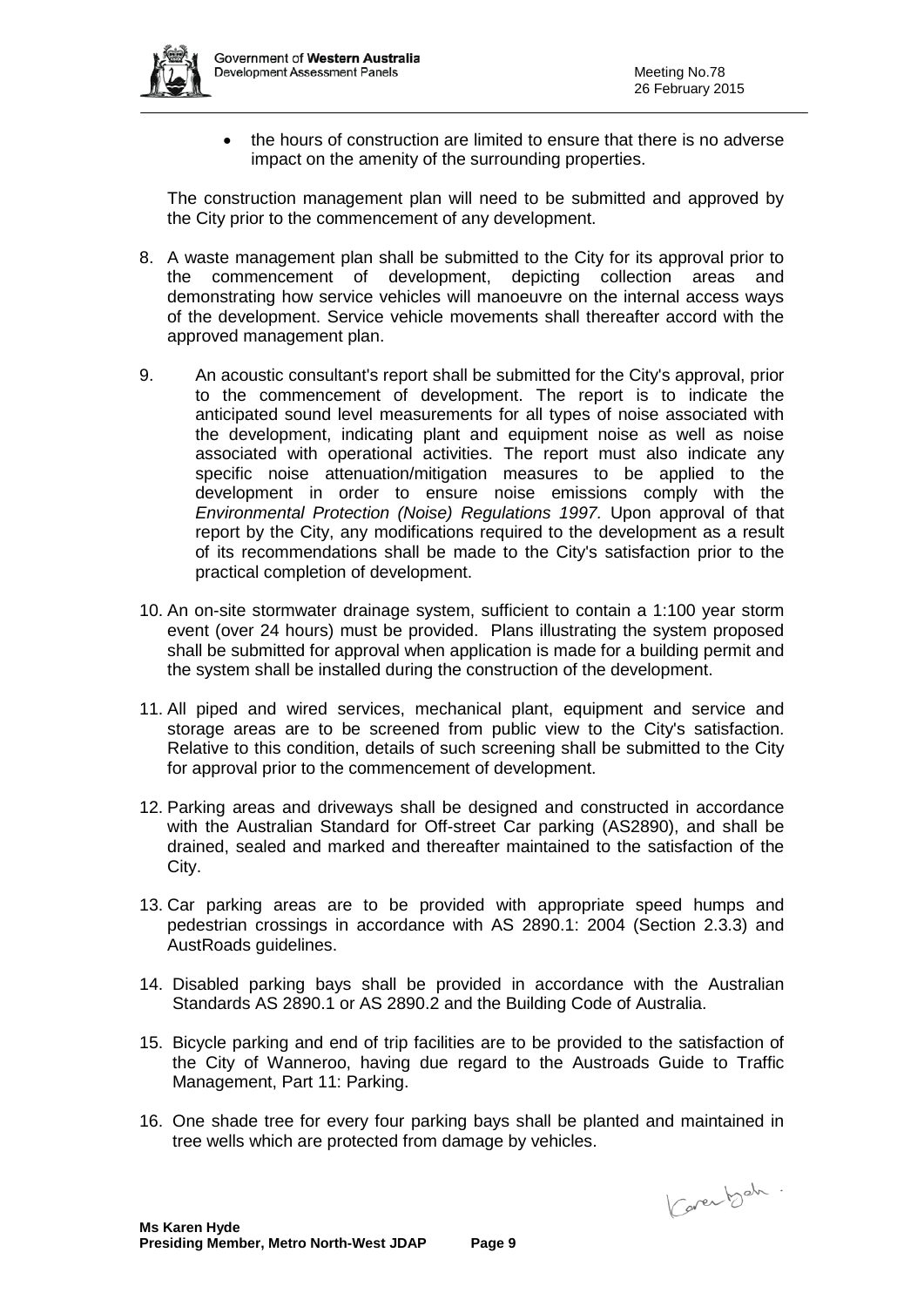- the hours of construction are limited to ensure that there is no adverse impact on the amenity of the surrounding properties.

The construction management plan will need to be submitted and approved by the City prior to the commencement of any development.

8. A waste management plan shall be submitted to the City for its approval prior to the commencement of development, depicting collection areas and demonstrating how service vehicles will manoeuvre on the internal access ways of the development. Service vehicle movements shall thereafter accord with the approved management plan.

9. An acoustic consultant's report shall be submitted for the City's approval, prior to the commencement of development. The report is to indicate the anticipated sound level measurements for all types of noise associated with the development, indicating plant and equipment noise as well as noise associated with operational activities. The report must also indicate any specific noise attenuation/mitigation measures to be applied to the development in order to ensure noise emissions comply with the *Environmental Protection (Noise) Regulations 1997.* Upon approval of that report by the City, any modifications required to the development as a result of its recommendations shall be made to the City's satisfaction prior to the practical completion of development.

10. An on-site stormwater drainage system, sufficient to contain a 1:100 year storm event (over 24 hours) must be provided. Plans illustrating the system proposed shall be submitted for approval when application is made for a building permit and the system shall be installed during the construction of the development.

11. All piped and wired services, mechanical plant, equipment and service and storage areas are to be screened from public view to the City's satisfaction. Relative to this condition, details of such screening shall be submitted to the City for approval prior to the commencement of development.

12. Parking areas and driveways shall be designed and constructed in accordance with the Australian Standard for Off-street Car parking (AS2890), and shall be drained, sealed and marked and thereafter maintained to the satisfaction of the City.

13. Car parking areas are to be provided with appropriate speed humps and pedestrian crossings in accordance with AS 2890.1: 2004 (Section 2.3.3) and AustRoads guidelines.

14. Disabled parking bays shall be provided in accordance with the Australian Standards AS 2890.1 or AS 2890.2 and the Building Code of Australia.

15. Bicycle parking and end of trip facilities are to be provided to the satisfaction of the City of Wanneroo, having due regard to the Austroads Guide to Traffic Management, Part 11: Parking.

16. One shade tree for every four parking bays shall be planted and maintained in tree wells which are protected from damage by vehicles.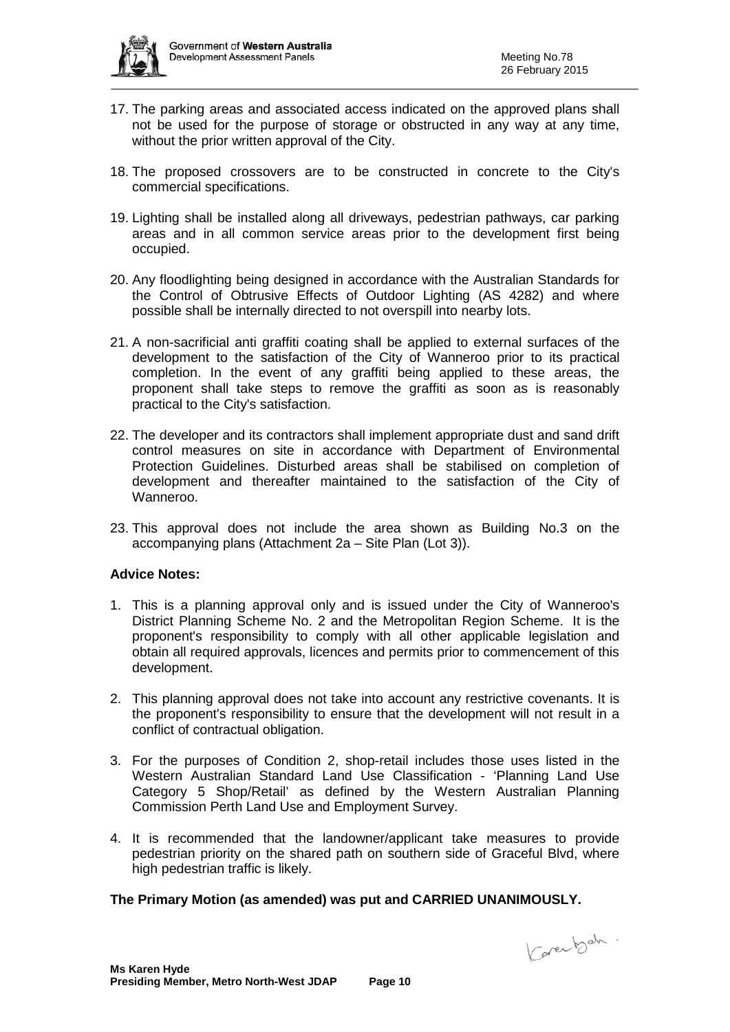17. The parking areas and associated access indicated on the approved plans shall not be used for the purpose of storage or obstructed in any way at any time, without the prior written approval of the City.

18. The proposed crossovers are to be constructed in concrete to the City's commercial specifications.

19. Lighting shall be installed along all driveways, pedestrian pathways, car parking areas and in all common service areas prior to the development first being occupied.

20. Any floodlighting being designed in accordance with the Australian Standards for the Control of Obtrusive Effects of Outdoor Lighting (AS 4282) and where possible shall be internally directed to not overspill into nearby lots.

21. A non-sacrificial anti graffiti coating shall be applied to external surfaces of the development to the satisfaction of the City of Wanneroo prior to its practical completion. In the event of any graffiti being applied to these areas, the proponent shall take steps to remove the graffiti as soon as is reasonably practical to the City's satisfaction.

22. The developer and its contractors shall implement appropriate dust and sand drift control measures on site in accordance with Department of Environmental Protection Guidelines. Disturbed areas shall be stabilised on completion of development and thereafter maintained to the satisfaction of the City of Wanneroo.

23. This approval does not include the area shown as Building No.3 on the accompanying plans (Attachment 2a – Site Plan (Lot 3)).

**Advice Notes:**

1. This is a planning approval only and is issued under the City of Wanneroo's District Planning Scheme No. 2 and the Metropolitan Region Scheme. It is the proponent's responsibility to comply with all other applicable legislation and obtain all required approvals, licences and permits prior to commencement of this development.

2. This planning approval does not take into account any restrictive covenants. It is the proponent's responsibility to ensure that the development will not result in a conflict of contractual obligation.

3. For the purposes of Condition 2, shop-retail includes those uses listed in the Western Australian Standard Land Use Classification - 'Planning Land Use Category 5 Shop/Retail' as defined by the Western Australian Planning Commission Perth Land Use and Employment Survey.

4. It is recommended that the landowner/applicant take measures to provide pedestrian priority on the shared path on southern side of Graceful Blvd, where high pedestrian traffic is likely.

**The Primary Motion (as amended) was put and CARRIED UNANIMOUSLY.**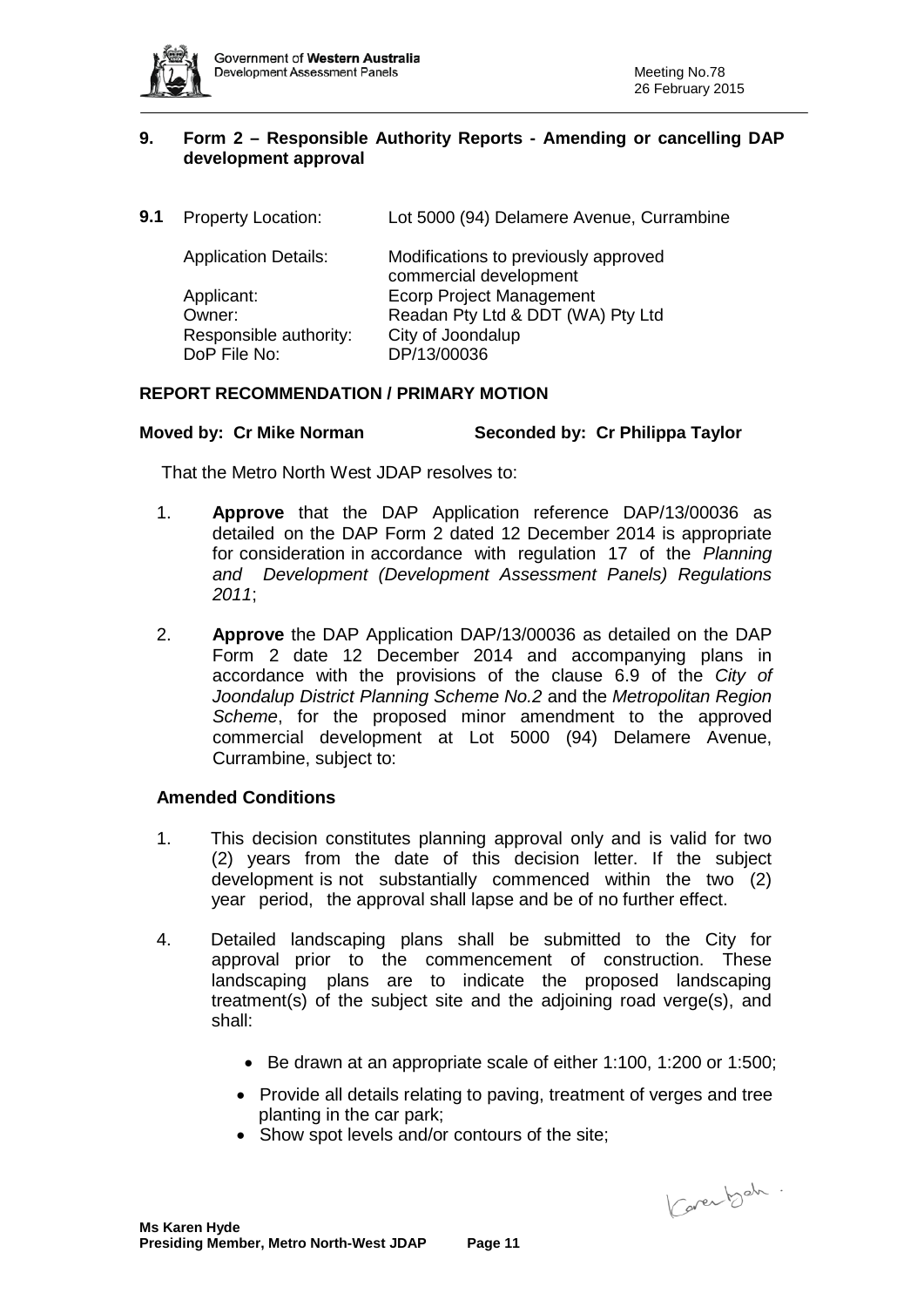## 9. Form 2 – Responsible Authority Reports - Amending or cancelling DAP development approval

**9.1** Property Location: Lot 5000 (94) Delamere Avenue, Currambine

| | |
|---|---|
| Application Details: | Modifications to previously approved commercial development |
| Applicant: | Ecorp Project Management |
| Owner: | Readan Pty Ltd & DDT (WA) Pty Ltd |
| Responsible authority: | City of Joondalup |
| DoP File No: | DP/13/00036 |

**REPORT RECOMMENDATION / PRIMARY MOTION**

**Moved by: Cr Mike Norman** **Seconded by: Cr Philippa Taylor**

That the Metro North West JDAP resolves to:

1. **Approve** that the DAP Application reference DAP/13/00036 as detailed on the DAP Form 2 dated 12 December 2014 is appropriate for consideration in accordance with regulation 17 of the *Planning and Development (Development Assessment Panels) Regulations 2011*;

2. **Approve** the DAP Application DAP/13/00036 as detailed on the DAP Form 2 date 12 December 2014 and accompanying plans in accordance with the provisions of the clause 6.9 of the *City of Joondalup District Planning Scheme No.2* and the *Metropolitan Region Scheme*, for the proposed minor amendment to the approved commercial development at Lot 5000 (94) Delamere Avenue, Currambine, subject to:

**Amended Conditions**

1. This decision constitutes planning approval only and is valid for two (2) years from the date of this decision letter. If the subject development is not substantially commenced within the two (2) year period, the approval shall lapse and be of no further effect.

4. Detailed landscaping plans shall be submitted to the City for approval prior to the commencement of construction. These landscaping plans are to indicate the proposed landscaping treatment(s) of the subject site and the adjoining road verge(s), and shall:

   - Be drawn at an appropriate scale of either 1:100, 1:200 or 1:500;
   - Provide all details relating to paving, treatment of verges and tree planting in the car park;
   - Show spot levels and/or contours of the site;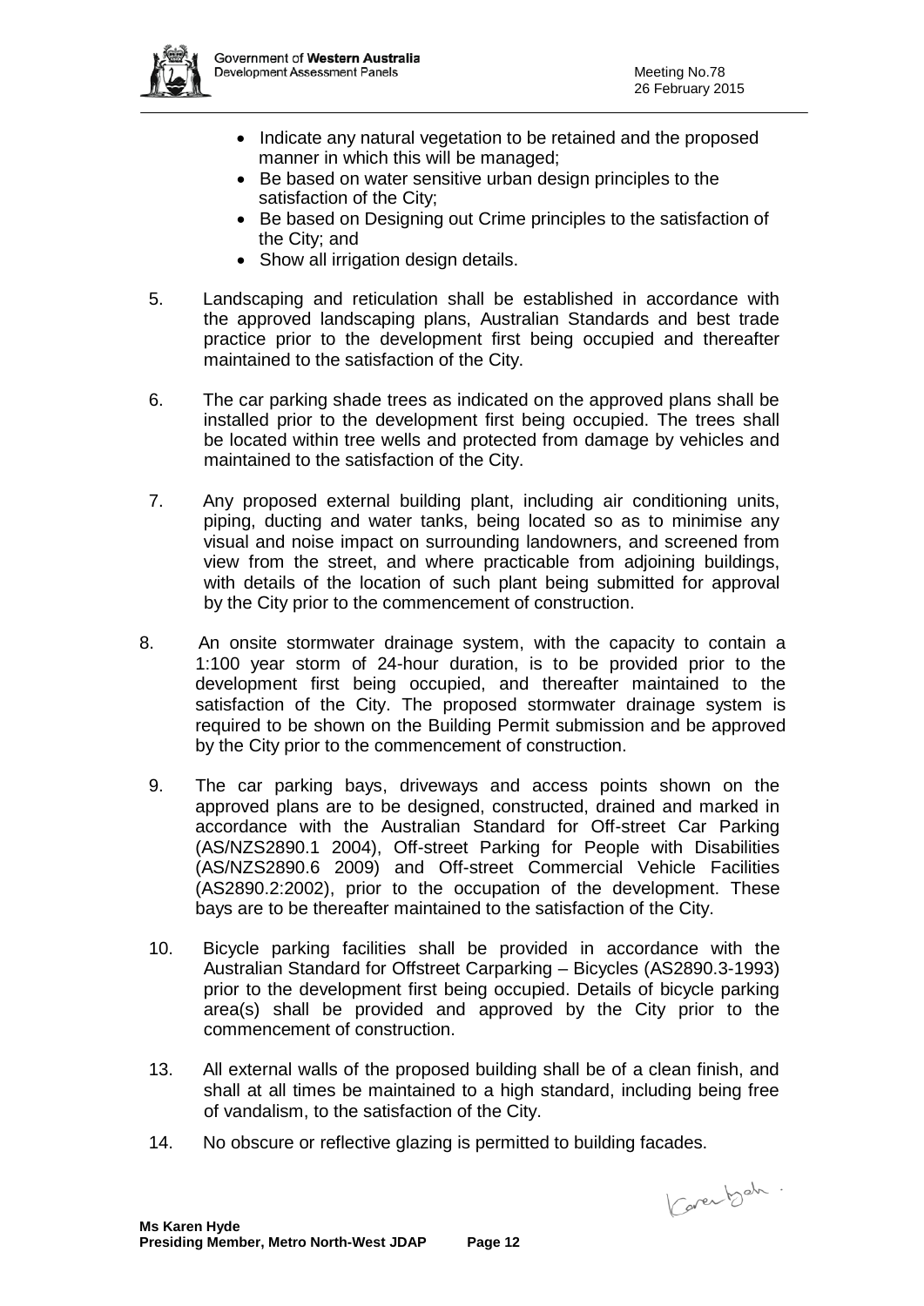- Indicate any natural vegetation to be retained and the proposed manner in which this will be managed;
- Be based on water sensitive urban design principles to the satisfaction of the City;
- Be based on Designing out Crime principles to the satisfaction of the City; and
- Show all irrigation design details.

5. Landscaping and reticulation shall be established in accordance with the approved landscaping plans, Australian Standards and best trade practice prior to the development first being occupied and thereafter maintained to the satisfaction of the City.

6. The car parking shade trees as indicated on the approved plans shall be installed prior to the development first being occupied. The trees shall be located within tree wells and protected from damage by vehicles and maintained to the satisfaction of the City.

7. Any proposed external building plant, including air conditioning units, piping, ducting and water tanks, being located so as to minimise any visual and noise impact on surrounding landowners, and screened from view from the street, and where practicable from adjoining buildings, with details of the location of such plant being submitted for approval by the City prior to the commencement of construction.

8. An onsite stormwater drainage system, with the capacity to contain a 1:100 year storm of 24-hour duration, is to be provided prior to the development first being occupied, and thereafter maintained to the satisfaction of the City. The proposed stormwater drainage system is required to be shown on the Building Permit submission and be approved by the City prior to the commencement of construction.

9. The car parking bays, driveways and access points shown on the approved plans are to be designed, constructed, drained and marked in accordance with the Australian Standard for Off-street Car Parking (AS/NZS2890.1 2004), Off-street Parking for People with Disabilities (AS/NZS2890.6 2009) and Off-street Commercial Vehicle Facilities (AS2890.2:2002), prior to the occupation of the development. These bays are to be thereafter maintained to the satisfaction of the City.

10. Bicycle parking facilities shall be provided in accordance with the Australian Standard for Offstreet Carparking – Bicycles (AS2890.3-1993) prior to the development first being occupied. Details of bicycle parking area(s) shall be provided and approved by the City prior to the commencement of construction.

13. All external walls of the proposed building shall be of a clean finish, and shall at all times be maintained to a high standard, including being free of vandalism, to the satisfaction of the City.

14. No obscure or reflective glazing is permitted to building facades.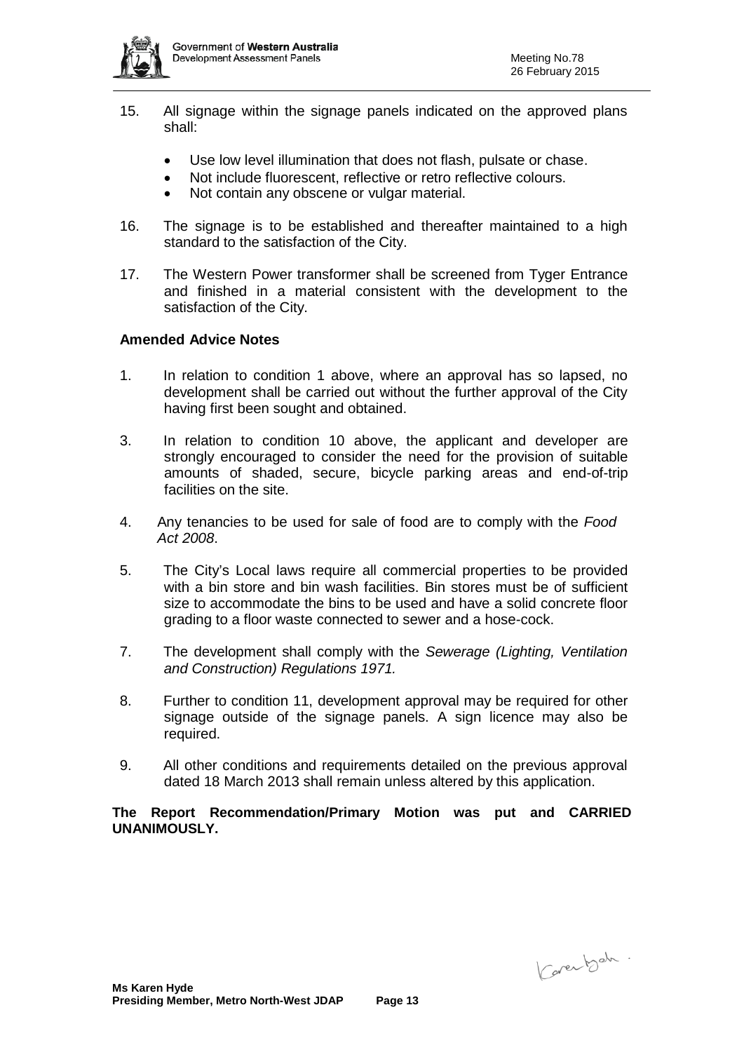15. All signage within the signage panels indicated on the approved plans shall:

    - Use low level illumination that does not flash, pulsate or chase.
    - Not include fluorescent, reflective or retro reflective colours.
    - Not contain any obscene or vulgar material.

16. The signage is to be established and thereafter maintained to a high standard to the satisfaction of the City.

17. The Western Power transformer shall be screened from Tyger Entrance and finished in a material consistent with the development to the satisfaction of the City.

**Amended Advice Notes**

1. In relation to condition 1 above, where an approval has so lapsed, no development shall be carried out without the further approval of the City having first been sought and obtained.

3. In relation to condition 10 above, the applicant and developer are strongly encouraged to consider the need for the provision of suitable amounts of shaded, secure, bicycle parking areas and end-of-trip facilities on the site.

4. Any tenancies to be used for sale of food are to comply with the *Food Act 2008*.

5. The City's Local laws require all commercial properties to be provided with a bin store and bin wash facilities. Bin stores must be of sufficient size to accommodate the bins to be used and have a solid concrete floor grading to a floor waste connected to sewer and a hose-cock.

7. The development shall comply with the *Sewerage (Lighting, Ventilation and Construction) Regulations 1971.*

8. Further to condition 11, development approval may be required for other signage outside of the signage panels. A sign licence may also be required.

9. All other conditions and requirements detailed on the previous approval dated 18 March 2013 shall remain unless altered by this application.

**The Report Recommendation/Primary Motion was put and CARRIED UNANIMOUSLY.**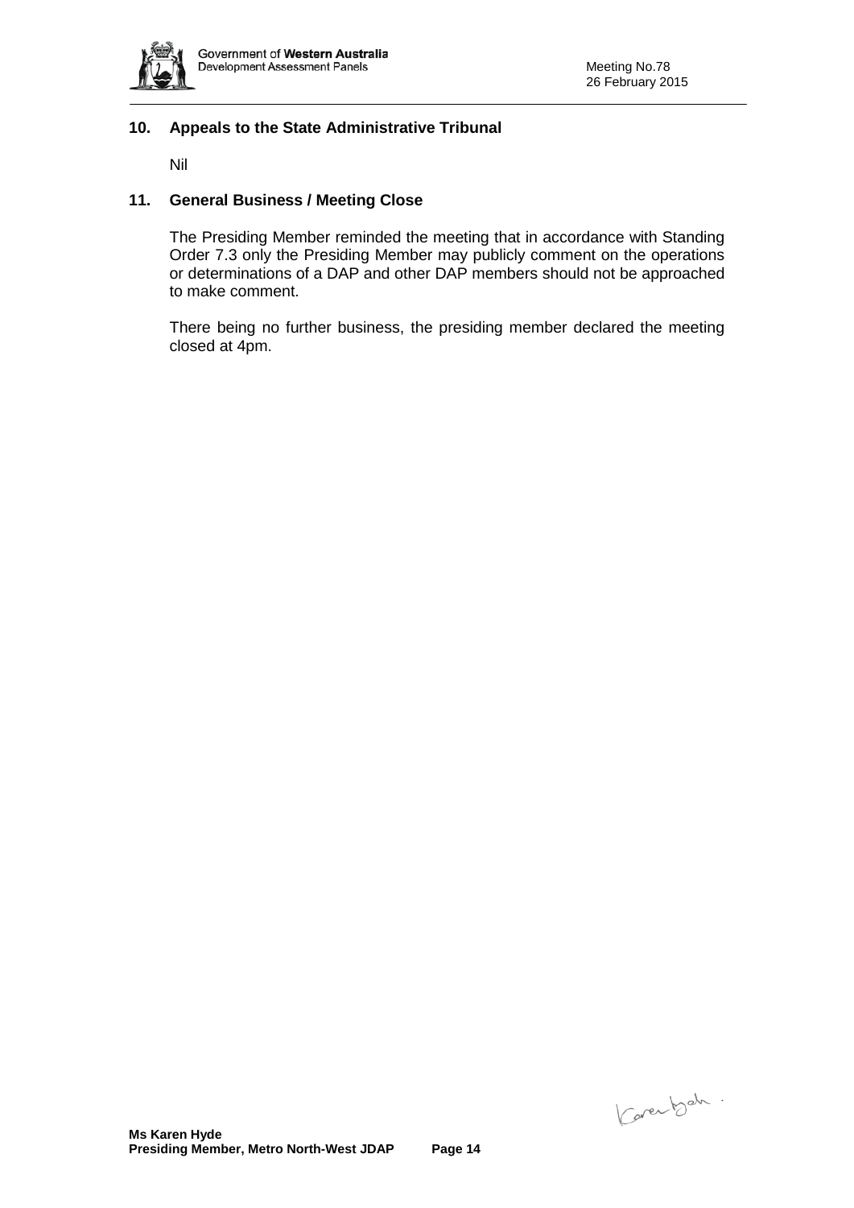## 10. Appeals to the State Administrative Tribunal

Nil

## 11. General Business / Meeting Close

The Presiding Member reminded the meeting that in accordance with Standing Order 7.3 only the Presiding Member may publicly comment on the operations or determinations of a DAP and other DAP members should not be approached to make comment.

There being no further business, the presiding member declared the meeting closed at 4pm.